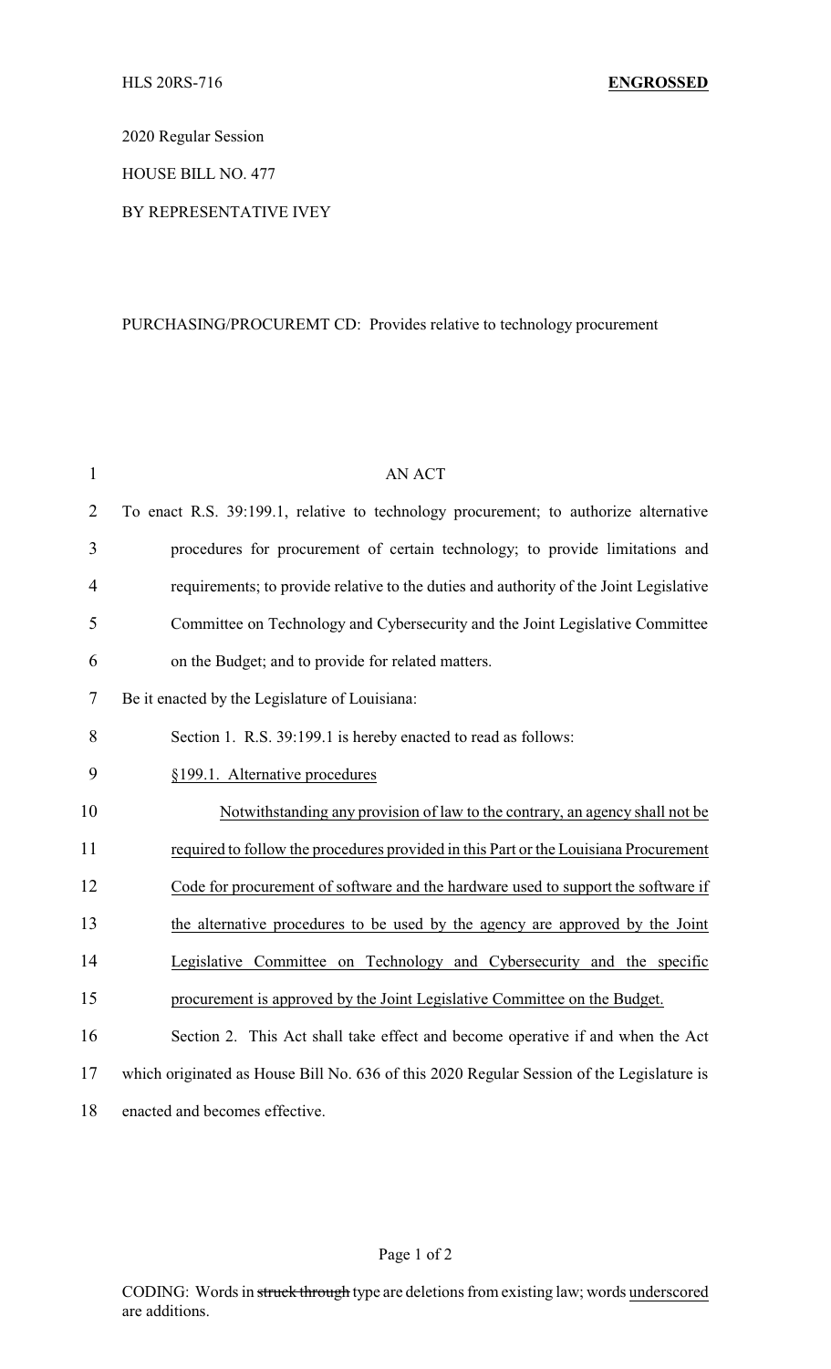HLS 20RS-716 **ENGROSSED**

2020 Regular Session

HOUSE BILL NO. 477

BY REPRESENTATIVE IVEY

PURCHASING/PROCUREMT CD: Provides relative to technology procurement

AN ACT

To enact R.S. 39:199.1, relative to technology procurement; to authorize alternative procedures for procurement of certain technology; to provide limitations and requirements; to provide relative to the duties and authority of the Joint Legislative Committee on Technology and Cybersecurity and the Joint Legislative Committee on the Budget; and to provide for related matters.

Be it enacted by the Legislature of Louisiana:

Section 1. R.S. 39:199.1 is hereby enacted to read as follows:

<u>§199.1. Alternative procedures</u>

<u>Notwithstanding any provision of law to the contrary, an agency shall not be required to follow the procedures provided in this Part or the Louisiana Procurement Code for procurement of software and the hardware used to support the software if the alternative procedures to be used by the agency are approved by the Joint Legislative Committee on Technology and Cybersecurity and the specific procurement is approved by the Joint Legislative Committee on the Budget.</u>

Section 2. This Act shall take effect and become operative if and when the Act which originated as House Bill No. 636 of this 2020 Regular Session of the Legislature is enacted and becomes effective.

CODING: Words in ~~struck through~~ type are deletions from existing law; words <u>underscored</u> are additions.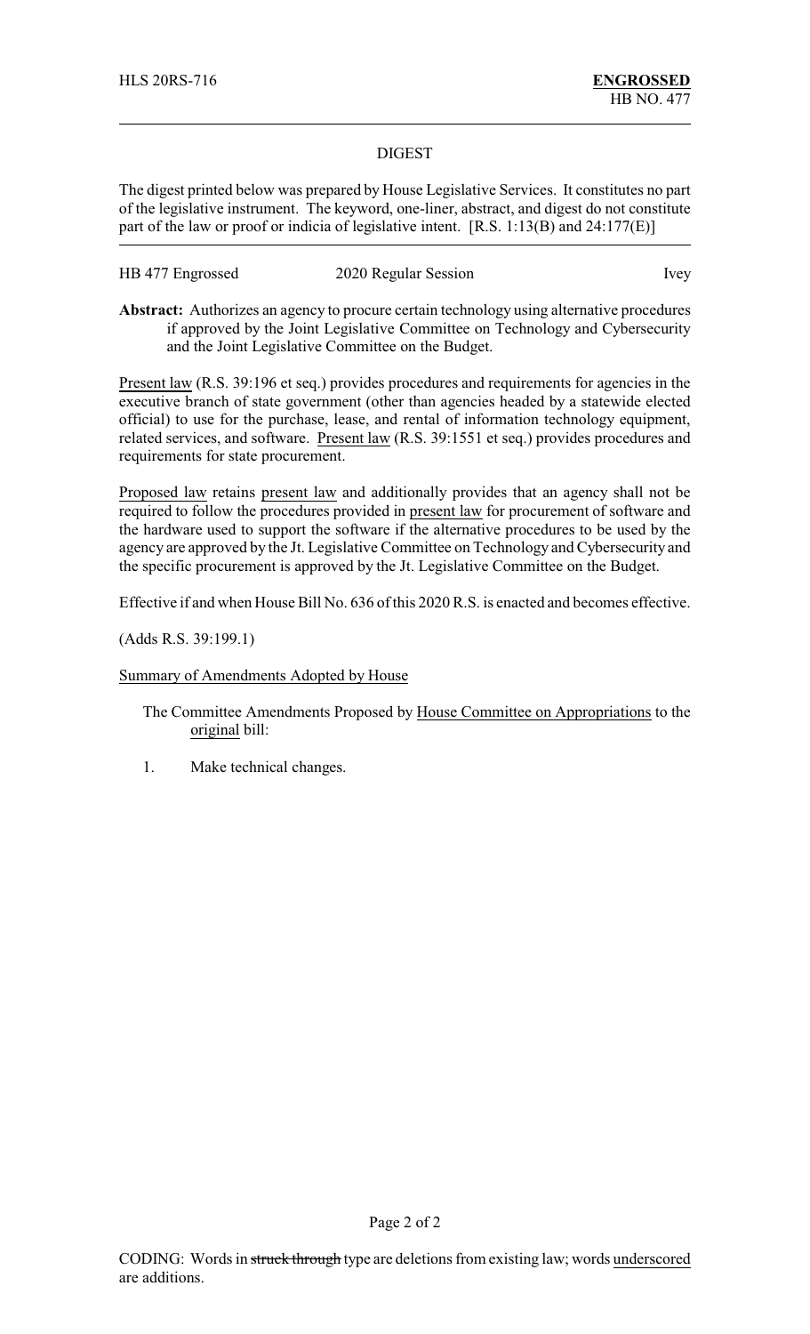HLS 20RS-716 **ENGROSSED**
HB NO. 477

# DIGEST

The digest printed below was prepared by House Legislative Services. It constitutes no part of the legislative instrument. The keyword, one-liner, abstract, and digest do not constitute part of the law or proof or indicia of legislative intent. [R.S. 1:13(B) and 24:177(E)]

| HB 477 Engrossed | 2020 Regular Session | Ivey |
|---|---|---|

**Abstract:** Authorizes an agency to procure certain technology using alternative procedures if approved by the Joint Legislative Committee on Technology and Cybersecurity and the Joint Legislative Committee on the Budget.

Present law (R.S. 39:196 et seq.) provides procedures and requirements for agencies in the executive branch of state government (other than agencies headed by a statewide elected official) to use for the purchase, lease, and rental of information technology equipment, related services, and software. Present law (R.S. 39:1551 et seq.) provides procedures and requirements for state procurement.

Proposed law retains present law and additionally provides that an agency shall not be required to follow the procedures provided in present law for procurement of software and the hardware used to support the software if the alternative procedures to be used by the agency are approved by the Jt. Legislative Committee on Technology and Cybersecurity and the specific procurement is approved by the Jt. Legislative Committee on the Budget.

Effective if and when House Bill No. 636 of this 2020 R.S. is enacted and becomes effective.

(Adds R.S. 39:199.1)

Summary of Amendments Adopted by House

The Committee Amendments Proposed by House Committee on Appropriations to the original bill:

1. Make technical changes.

CODING: Words in ~~struck through~~ type are deletions from existing law; words underscored are additions.